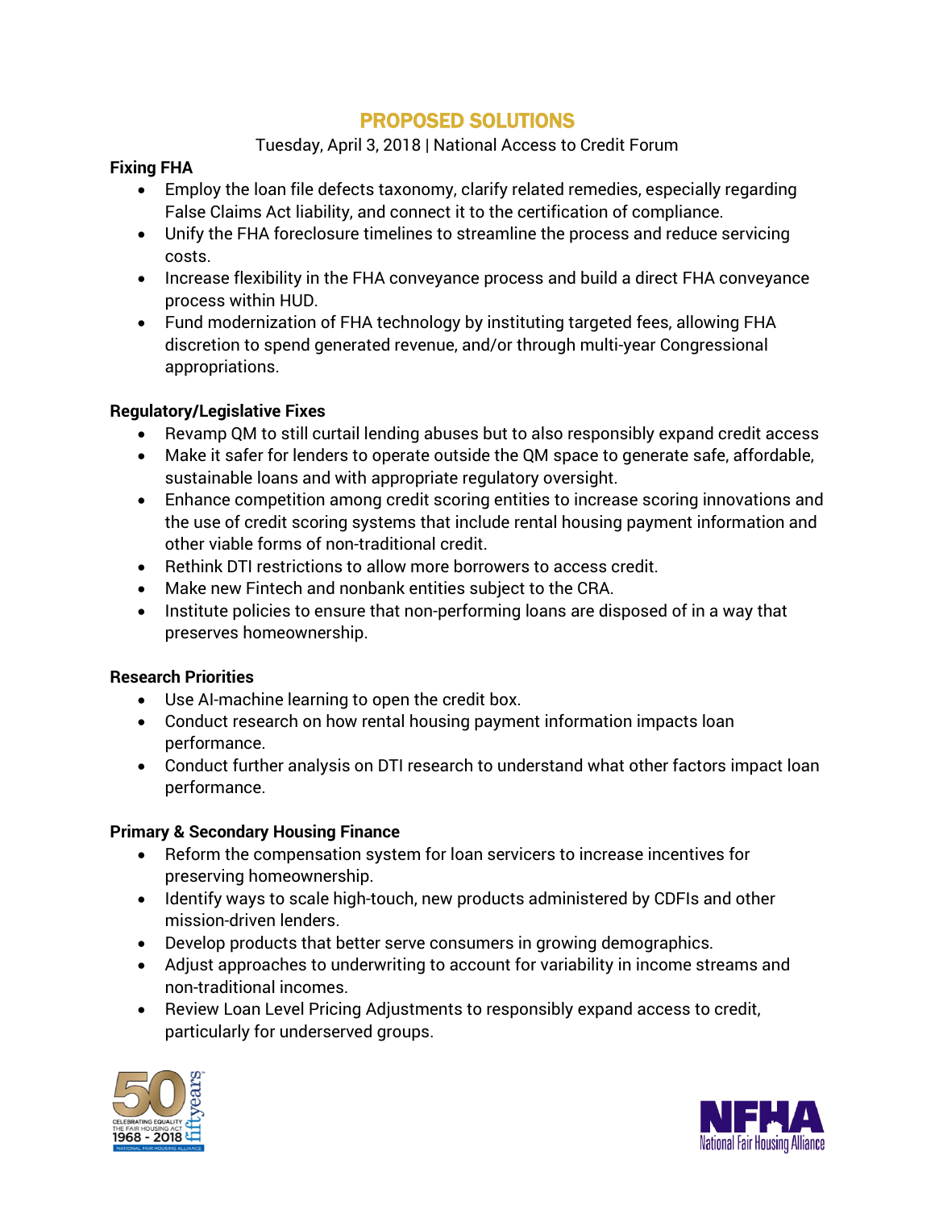# PROPOSED SOLUTIONS

Tuesday, April 3, 2018 | National Access to Credit Forum

**Fixing FHA**

- Employ the loan file defects taxonomy, clarify related remedies, especially regarding False Claims Act liability, and connect it to the certification of compliance.
- Unify the FHA foreclosure timelines to streamline the process and reduce servicing costs.
- Increase flexibility in the FHA conveyance process and build a direct FHA conveyance process within HUD.
- Fund modernization of FHA technology by instituting targeted fees, allowing FHA discretion to spend generated revenue, and/or through multi-year Congressional appropriations.

**Regulatory/Legislative Fixes**

- Revamp QM to still curtail lending abuses but to also responsibly expand credit access
- Make it safer for lenders to operate outside the QM space to generate safe, affordable, sustainable loans and with appropriate regulatory oversight.
- Enhance competition among credit scoring entities to increase scoring innovations and the use of credit scoring systems that include rental housing payment information and other viable forms of non-traditional credit.
- Rethink DTI restrictions to allow more borrowers to access credit.
- Make new Fintech and nonbank entities subject to the CRA.
- Institute policies to ensure that non-performing loans are disposed of in a way that preserves homeownership.

**Research Priorities**

- Use AI-machine learning to open the credit box.
- Conduct research on how rental housing payment information impacts loan performance.
- Conduct further analysis on DTI research to understand what other factors impact loan performance.

**Primary & Secondary Housing Finance**

- Reform the compensation system for loan servicers to increase incentives for preserving homeownership.
- Identify ways to scale high-touch, new products administered by CDFIs and other mission-driven lenders.
- Develop products that better serve consumers in growing demographics.
- Adjust approaches to underwriting to account for variability in income streams and non-traditional incomes.
- Review Loan Level Pricing Adjustments to responsibly expand access to credit, particularly for underserved groups.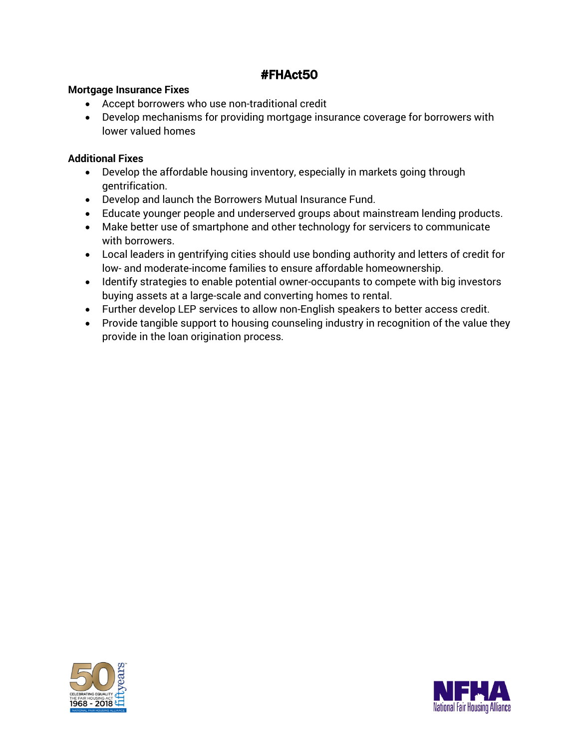#FHAct50

**Mortgage Insurance Fixes**

- Accept borrowers who use non-traditional credit
- Develop mechanisms for providing mortgage insurance coverage for borrowers with lower valued homes

**Additional Fixes**

- Develop the affordable housing inventory, especially in markets going through gentrification.
- Develop and launch the Borrowers Mutual Insurance Fund.
- Educate younger people and underserved groups about mainstream lending products.
- Make better use of smartphone and other technology for servicers to communicate with borrowers.
- Local leaders in gentrifying cities should use bonding authority and letters of credit for low- and moderate-income families to ensure affordable homeownership.
- Identify strategies to enable potential owner-occupants to compete with big investors buying assets at a large-scale and converting homes to rental.
- Further develop LEP services to allow non-English speakers to better access credit.
- Provide tangible support to housing counseling industry in recognition of the value they provide in the loan origination process.